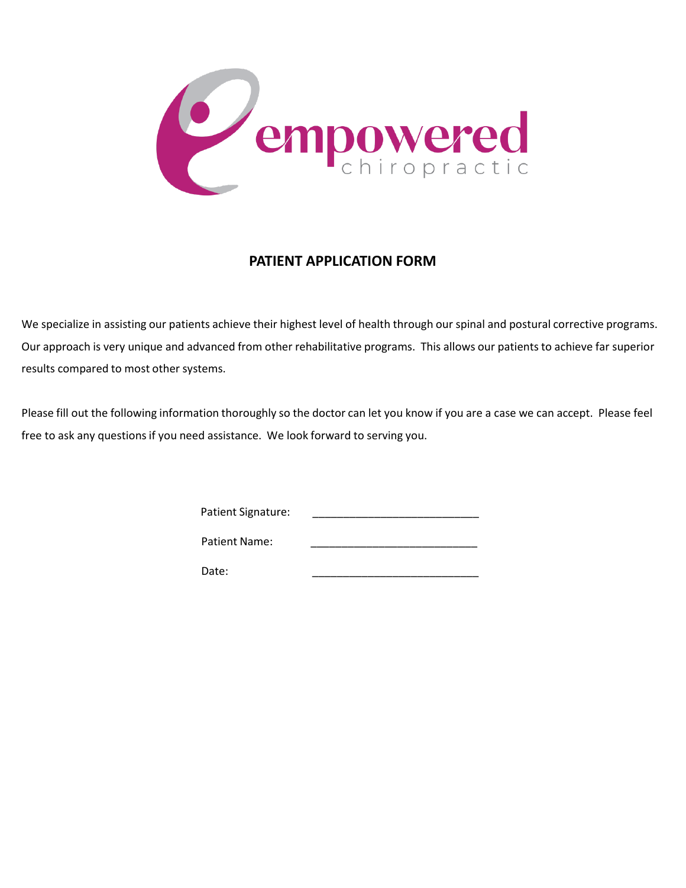empowered
chiropractic

## PATIENT APPLICATION FORM

We specialize in assisting our patients achieve their highest level of health through our spinal and postural corrective programs. Our approach is very unique and advanced from other rehabilitative programs. This allows our patients to achieve far superior results compared to most other systems.

Please fill out the following information thoroughly so the doctor can let you know if you are a case we can accept. Please feel free to ask any questions if you need assistance. We look forward to serving you.

Patient Signature: ___________________________

Patient Name: ___________________________

Date: ___________________________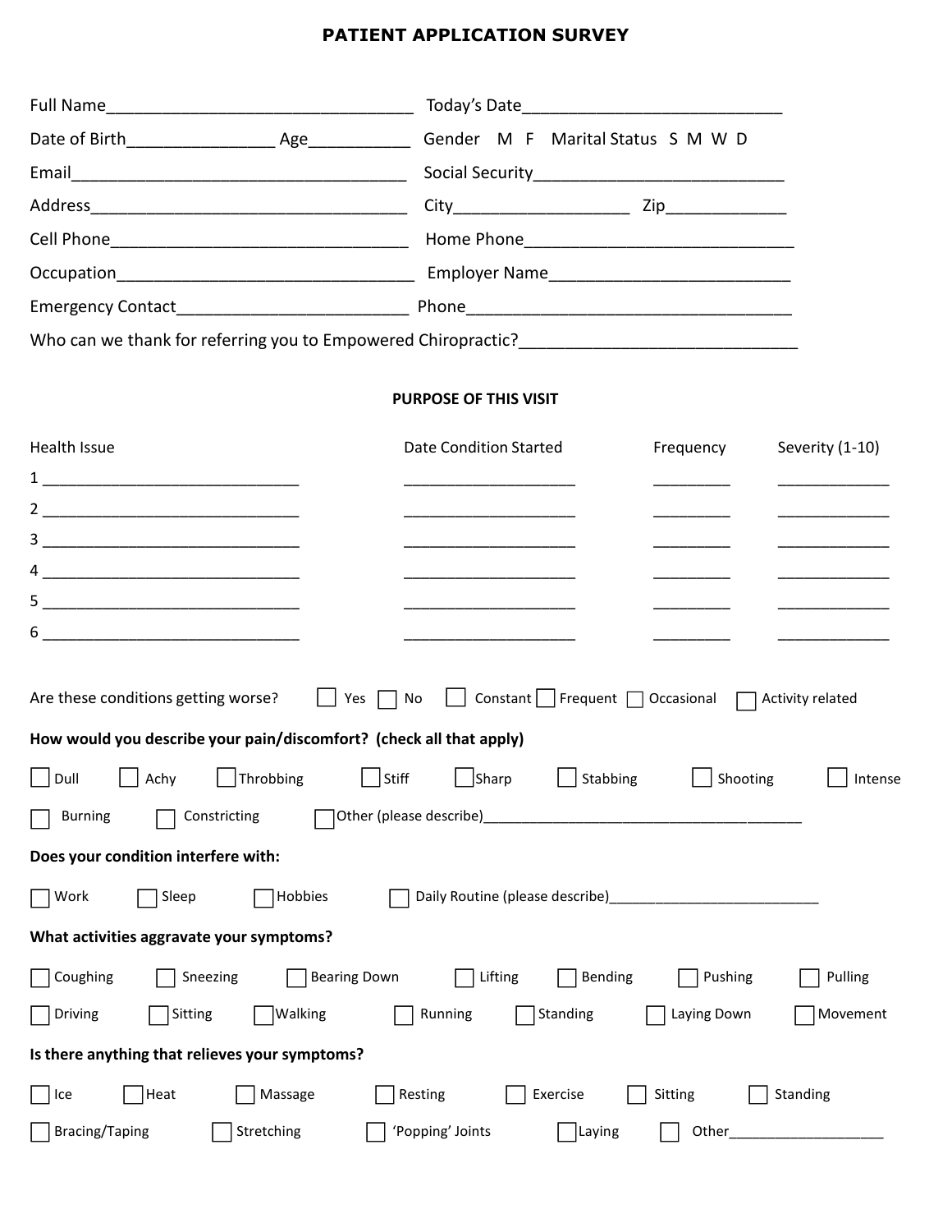# PATIENT APPLICATION SURVEY

Full Name_________________________________ Today's Date____________________________

Date of Birth________________ Age___________ Gender M F Marital Status S M W D

Email____________________________________ Social Security___________________________

Address__________________________________ City___________________ Zip_____________

Cell Phone________________________________ Home Phone_____________________________

Occupation________________________________ Employer Name__________________________

Emergency Contact_________________________ Phone___________________________________

Who can we thank for referring you to Empowered Chiropractic?______________________________

## PURPOSE OF THIS VISIT

| Health Issue | Date Condition Started | Frequency | Severity (1-10) |
|---|---|---|---|
| 1 ______________________________ | ____________________ | _________ | _____________ |
| 2 ______________________________ | ____________________ | _________ | _____________ |
| 3 ______________________________ | ____________________ | _________ | _____________ |
| 4 ______________________________ | ____________________ | _________ | _____________ |
| 5 ______________________________ | ____________________ | _________ | _____________ |
| 6 ______________________________ | ____________________ | _________ | _____________ |

Are these conditions getting worse? ☐ Yes ☐ No ☐ Constant ☐ Frequent ☐ Occasional ☐ Activity related

**How would you describe your pain/discomfort? (check all that apply)**

☐ Dull ☐ Achy ☐ Throbbing ☐ Stiff ☐ Sharp ☐ Stabbing ☐ Shooting ☐ Intense

☐ Burning ☐ Constricting ☐ Other (please describe)_______________________________________

**Does your condition interfere with:**

☐ Work ☐ Sleep ☐ Hobbies ☐ Daily Routine (please describe)__________________________

**What activities aggravate your symptoms?**

☐ Coughing ☐ Sneezing ☐ Bearing Down ☐ Lifting ☐ Bending ☐ Pushing ☐ Pulling

☐ Driving ☐ Sitting ☐ Walking ☐ Running ☐ Standing ☐ Laying Down ☐ Movement

**Is there anything that relieves your symptoms?**

☐ Ice ☐ Heat ☐ Massage ☐ Resting ☐ Exercise ☐ Sitting ☐ Standing

☐ Bracing/Taping ☐ Stretching ☐ 'Popping' Joints ☐ Laying ☐ Other___________________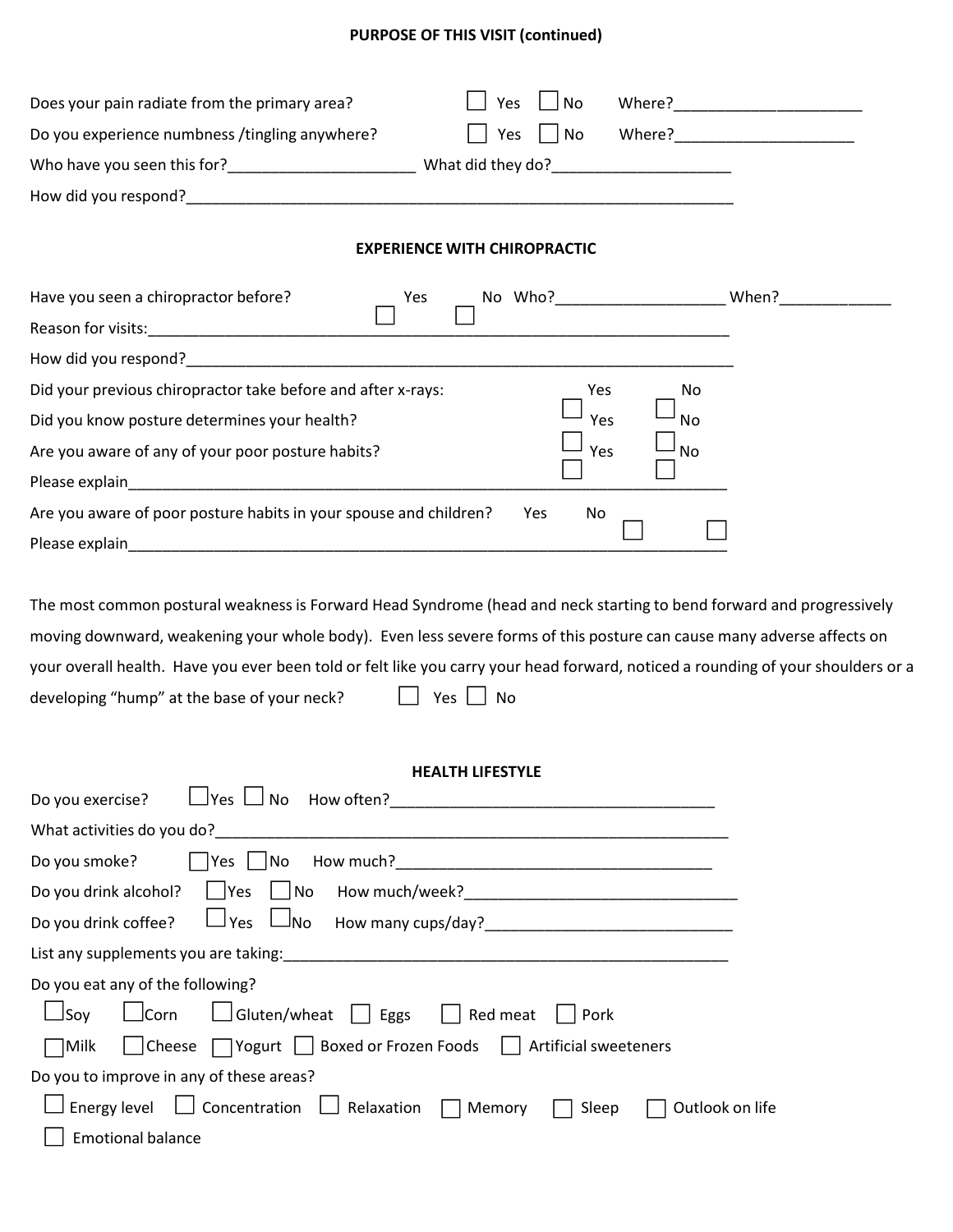## PURPOSE OF THIS VISIT (continued)

Does your pain radiate from the primary area? ☐ Yes ☐ No Where?______________________

Do you experience numbness /tingling anywhere? ☐ Yes ☐ No Where?_____________________

Who have you seen this for?_____________________ What did they do?_____________________

How did you respond?___________________________________________________________________

## EXPERIENCE WITH CHIROPRACTIC

Have you seen a chiropractor before? ☐ Yes ☐ No Who?___________________ When?_____________

Reason for visits:_______________________________________________________________________

How did you respond?____________________________________________________________________

Did your previous chiropractor take before and after x-rays: ☐ Yes ☐ No

Did you know posture determines your health? ☐ Yes ☐ No

Are you aware of any of your poor posture habits? ☐ Yes ☐ No

Please explain__________________________________________________________________________

Are you aware of poor posture habits in your spouse and children? ☐ Yes ☐ No

Please explain__________________________________________________________________________

The most common postural weakness is Forward Head Syndrome (head and neck starting to bend forward and progressively moving downward, weakening your whole body). Even less severe forms of this posture can cause many adverse affects on your overall health. Have you ever been told or felt like you carry your head forward, noticed a rounding of your shoulders or a developing "hump" at the base of your neck? ☐ Yes ☐ No

## HEALTH LIFESTYLE

Do you exercise? ☐ Yes ☐ No How often?______________________________________

What activities do you do?__________________________________________________________________

Do you smoke? ☐ Yes ☐ No How much?_____________________________________

Do you drink alcohol? ☐ Yes ☐ No How much/week?________________________________

Do you drink coffee? ☐ Yes ☐ No How many cups/day?_____________________________

List any supplements you are taking:______________________________________________________

Do you eat any of the following?

☐ Soy ☐ Corn ☐ Gluten/wheat ☐ Eggs ☐ Red meat ☐ Pork

☐ Milk ☐ Cheese ☐ Yogurt ☐ Boxed or Frozen Foods ☐ Artificial sweeteners

Do you to improve in any of these areas?

☐ Energy level ☐ Concentration ☐ Relaxation ☐ Memory ☐ Sleep ☐ Outlook on life

☐ Emotional balance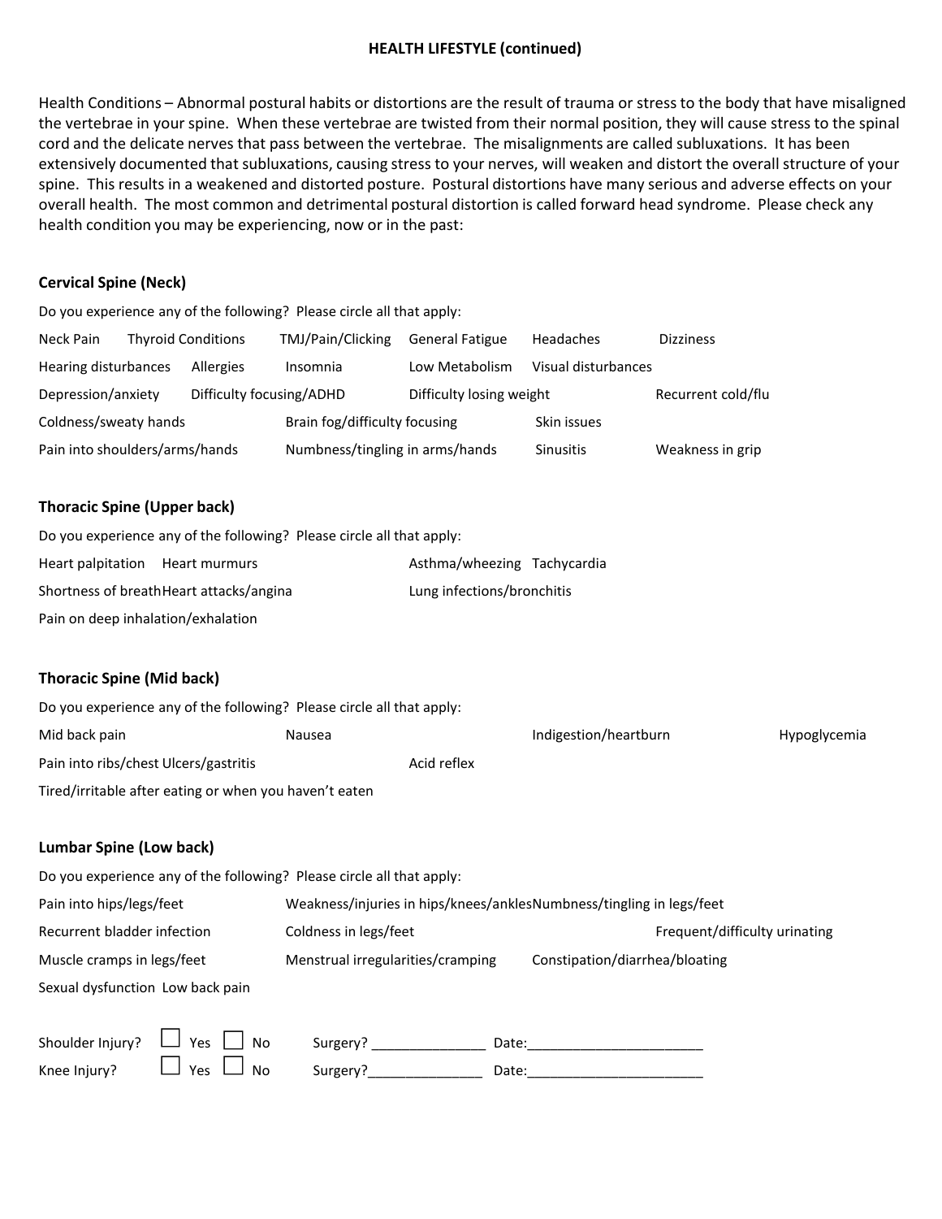## HEALTH LIFESTYLE (continued)

Health Conditions – Abnormal postural habits or distortions are the result of trauma or stress to the body that have misaligned the vertebrae in your spine. When these vertebrae are twisted from their normal position, they will cause stress to the spinal cord and the delicate nerves that pass between the vertebrae. The misalignments are called subluxations. It has been extensively documented that subluxations, causing stress to your nerves, will weaken and distort the overall structure of your spine. This results in a weakened and distorted posture. Postural distortions have many serious and adverse effects on your overall health. The most common and detrimental postural distortion is called forward head syndrome. Please check any health condition you may be experiencing, now or in the past:

### Cervical Spine (Neck)

Do you experience any of the following? Please circle all that apply:

Neck Pain  Thyroid Conditions  TMJ/Pain/Clicking  General Fatigue  Headaches  Dizziness

Hearing disturbances  Allergies  Insomnia  Low Metabolism  Visual disturbances

Depression/anxiety  Difficulty focusing/ADHD  Difficulty losing weight  Recurrent cold/flu

Coldness/sweaty hands  Brain fog/difficulty focusing  Skin issues

Pain into shoulders/arms/hands  Numbness/tingling in arms/hands  Sinusitis  Weakness in grip

### Thoracic Spine (Upper back)

Do you experience any of the following? Please circle all that apply:

Heart palpitation  Heart murmurs  Asthma/wheezing  Tachycardia

Shortness of breath  Heart attacks/angina  Lung infections/bronchitis

Pain on deep inhalation/exhalation

### Thoracic Spine (Mid back)

Do you experience any of the following? Please circle all that apply:

Mid back pain  Nausea  Indigestion/heartburn  Hypoglycemia

Pain into ribs/chest  Ulcers/gastritis  Acid reflex

Tired/irritable after eating or when you haven't eaten

### Lumbar Spine (Low back)

Do you experience any of the following? Please circle all that apply:

Pain into hips/legs/feet  Weakness/injuries in hips/knees/ankles  Numbness/tingling in legs/feet

Recurrent bladder infection  Coldness in legs/feet  Frequent/difficulty urinating

Muscle cramps in legs/feet  Menstrual irregularities/cramping  Constipation/diarrhea/bloating

Sexual dysfunction  Low back pain

Shoulder Injury? ☐ Yes ☐ No  Surgery? _______________ Date:_______________________

Knee Injury? ☐ Yes ☐ No  Surgery?_______________ Date:_______________________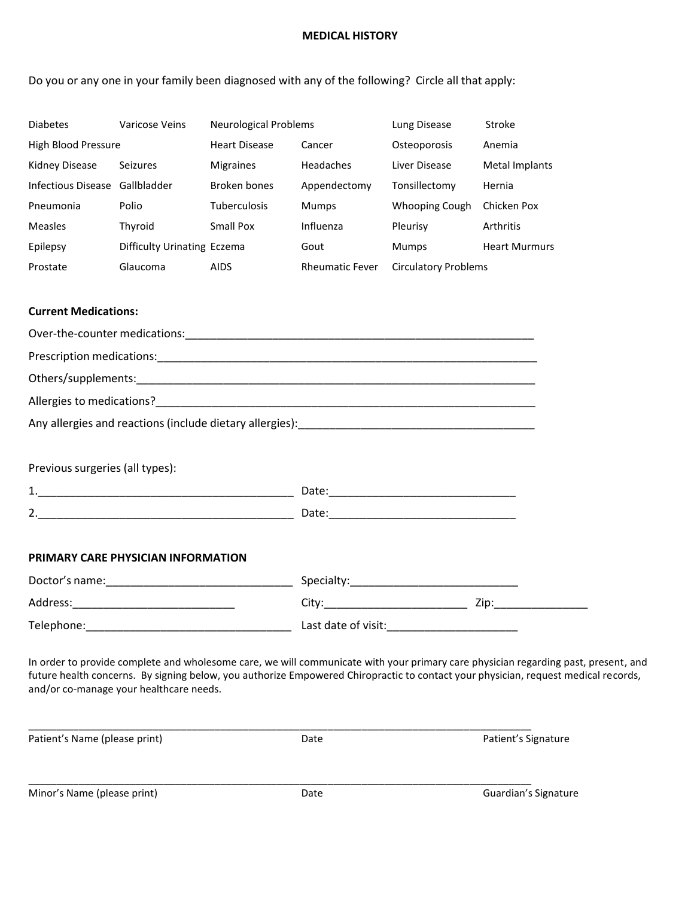## MEDICAL HISTORY

Do you or any one in your family been diagnosed with any of the following? Circle all that apply:

| | | | | | |
|---|---|---|---|---|---|
| Diabetes | Varicose Veins | Neurological Problems | | Lung Disease | Stroke |
| High Blood Pressure | | Heart Disease | Cancer | Osteoporosis | Anemia |
| Kidney Disease | Seizures | Migraines | Headaches | Liver Disease | Metal Implants |
| Infectious Disease | Gallbladder | Broken bones | Appendectomy | Tonsillectomy | Hernia |
| Pneumonia | Polio | Tuberculosis | Mumps | Whooping Cough | Chicken Pox |
| Measles | Thyroid | Small Pox | Influenza | Pleurisy | Arthritis |
| Epilepsy | Difficulty Urinating | Eczema | Gout | Mumps | Heart Murmurs |
| Prostate | Glaucoma | AIDS | Rheumatic Fever | Circulatory Problems | |

**Current Medications:**

Over-the-counter medications:____________________________________________________

Prescription medications:_________________________________________________________

Others/supplements:_____________________________________________________________

Allergies to medications?_________________________________________________________

Any allergies and reactions (include dietary allergies):_____________________________________

Previous surgeries (all types):

1.________________________________________ Date:_____________________________

2.________________________________________ Date:_____________________________

**PRIMARY CARE PHYSICIAN INFORMATION**

Doctor's name:_____________________________ Specialty:__________________________

Address:__________________________ City:_______________________ Zip:_______________

Telephone:________________________________ Last date of visit:____________________

In order to provide complete and wholesome care, we will communicate with your primary care physician regarding past, present, and future health concerns. By signing below, you authorize Empowered Chiropractic to contact your physician, request medical records, and/or co-manage your healthcare needs.

_____________________________________________________________________________________

Patient's Name (please print) Date Patient's Signature

_____________________________________________________________________________________

Minor's Name (please print) Date Guardian's Signature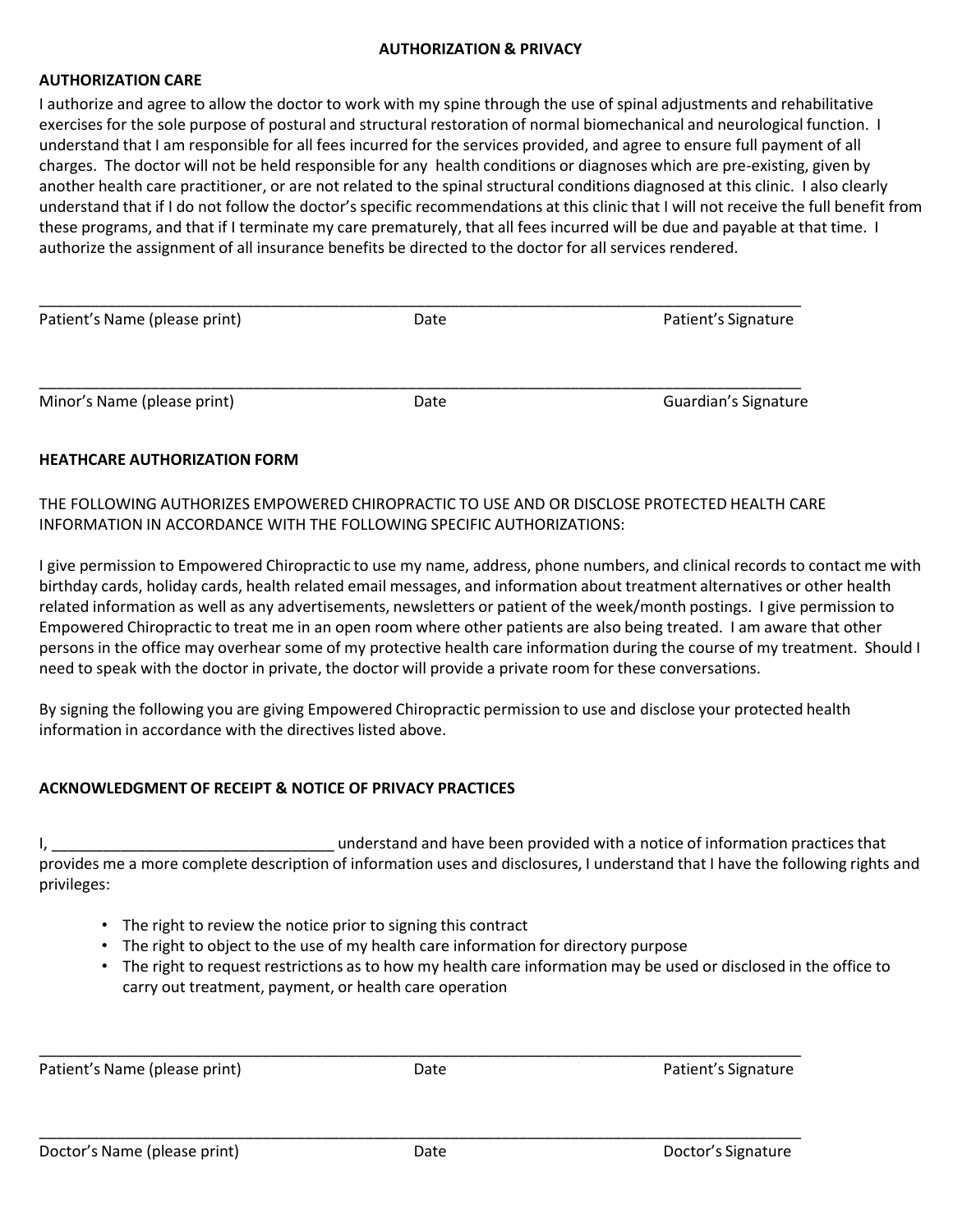## AUTHORIZATION & PRIVACY

**AUTHORIZATION CARE**

I authorize and agree to allow the doctor to work with my spine through the use of spinal adjustments and rehabilitative exercises for the sole purpose of postural and structural restoration of normal biomechanical and neurological function. I understand that I am responsible for all fees incurred for the services provided, and agree to ensure full payment of all charges. The doctor will not be held responsible for any health conditions or diagnoses which are pre-existing, given by another health care practitioner, or are not related to the spinal structural conditions diagnosed at this clinic. I also clearly understand that if I do not follow the doctor's specific recommendations at this clinic that I will not receive the full benefit from these programs, and that if I terminate my care prematurely, that all fees incurred will be due and payable at that time. I authorize the assignment of all insurance benefits be directed to the doctor for all services rendered.

\_\_\_\_\_\_\_\_\_\_\_\_\_\_\_\_\_\_\_\_\_\_\_\_\_\_\_\_\_\_\_\_\_\_\_\_\_\_\_\_\_\_\_\_\_\_\_\_\_\_\_\_\_\_\_\_\_\_\_\_\_\_\_\_\_\_\_\_\_\_\_\_\_\_\_\_\_\_\_\_\_\_\_\_\_\_

Patient's Name (please print) Date Patient's Signature

\_\_\_\_\_\_\_\_\_\_\_\_\_\_\_\_\_\_\_\_\_\_\_\_\_\_\_\_\_\_\_\_\_\_\_\_\_\_\_\_\_\_\_\_\_\_\_\_\_\_\_\_\_\_\_\_\_\_\_\_\_\_\_\_\_\_\_\_\_\_\_\_\_\_\_\_\_\_\_\_\_\_\_\_\_\_

Minor's Name (please print) Date Guardian's Signature

**HEATHCARE AUTHORIZATION FORM**

THE FOLLOWING AUTHORIZES EMPOWERED CHIROPRACTIC TO USE AND OR DISCLOSE PROTECTED HEALTH CARE INFORMATION IN ACCORDANCE WITH THE FOLLOWING SPECIFIC AUTHORIZATIONS:

I give permission to Empowered Chiropractic to use my name, address, phone numbers, and clinical records to contact me with birthday cards, holiday cards, health related email messages, and information about treatment alternatives or other health related information as well as any advertisements, newsletters or patient of the week/month postings. I give permission to Empowered Chiropractic to treat me in an open room where other patients are also being treated. I am aware that other persons in the office may overhear some of my protective health care information during the course of my treatment. Should I need to speak with the doctor in private, the doctor will provide a private room for these conversations.

By signing the following you are giving Empowered Chiropractic permission to use and disclose your protected health information in accordance with the directives listed above.

**ACKNOWLEDGMENT OF RECEIPT & NOTICE OF PRIVACY PRACTICES**

I, \_\_\_\_\_\_\_\_\_\_\_\_\_\_\_\_\_\_\_\_\_\_\_\_\_\_\_\_\_\_\_\_\_\_ understand and have been provided with a notice of information practices that provides me a more complete description of information uses and disclosures, I understand that I have the following rights and privileges:

- The right to review the notice prior to signing this contract
- The right to object to the use of my health care information for directory purpose
- The right to request restrictions as to how my health care information may be used or disclosed in the office to carry out treatment, payment, or health care operation

\_\_\_\_\_\_\_\_\_\_\_\_\_\_\_\_\_\_\_\_\_\_\_\_\_\_\_\_\_\_\_\_\_\_\_\_\_\_\_\_\_\_\_\_\_\_\_\_\_\_\_\_\_\_\_\_\_\_\_\_\_\_\_\_\_\_\_\_\_\_\_\_\_\_\_\_\_\_\_\_\_\_\_\_\_\_

Patient's Name (please print) Date Patient's Signature

\_\_\_\_\_\_\_\_\_\_\_\_\_\_\_\_\_\_\_\_\_\_\_\_\_\_\_\_\_\_\_\_\_\_\_\_\_\_\_\_\_\_\_\_\_\_\_\_\_\_\_\_\_\_\_\_\_\_\_\_\_\_\_\_\_\_\_\_\_\_\_\_\_\_\_\_\_\_\_\_\_\_\_\_\_\_

Doctor's Name (please print) Date Doctor's Signature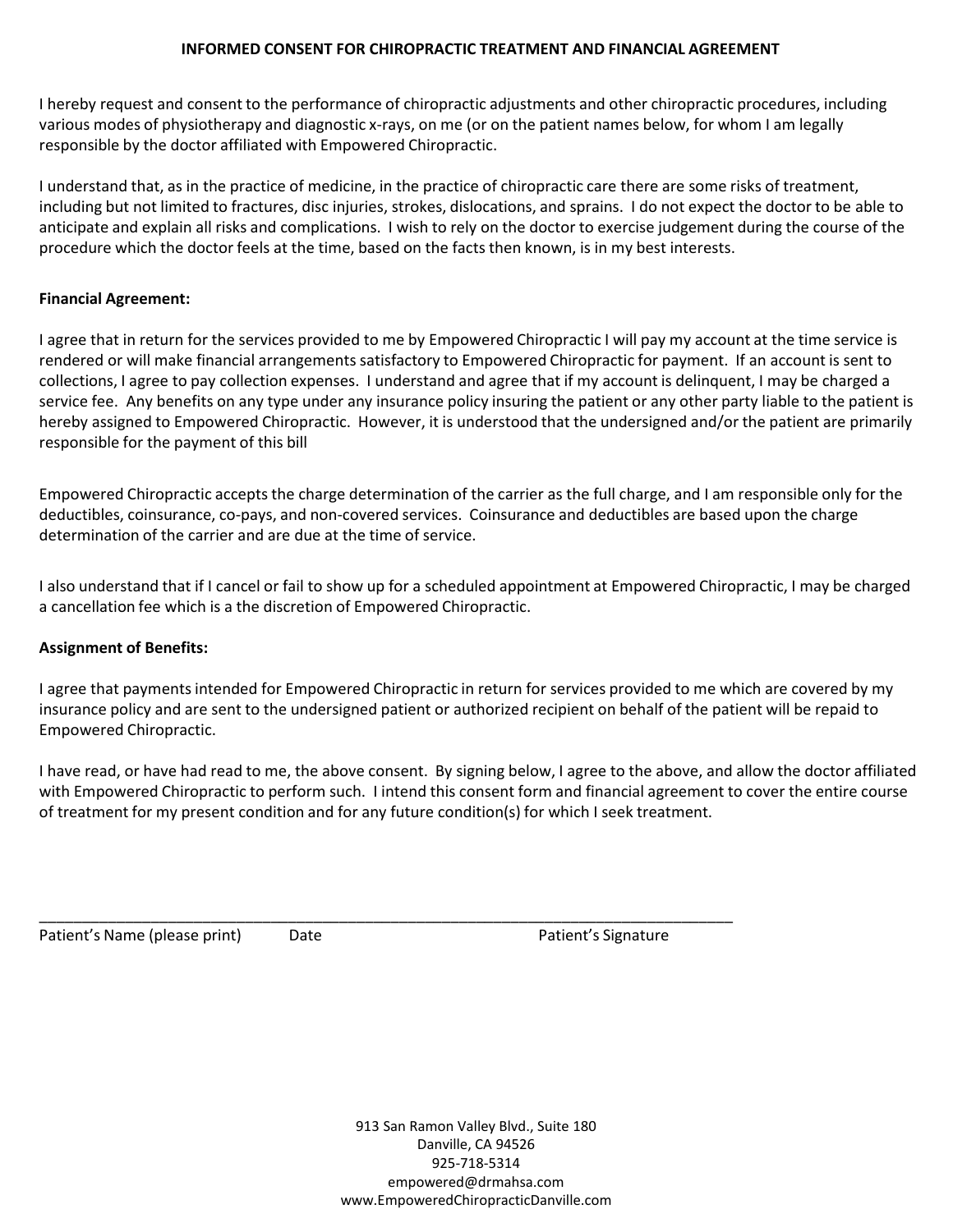# INFORMED CONSENT FOR CHIROPRACTIC TREATMENT AND FINANCIAL AGREEMENT

I hereby request and consent to the performance of chiropractic adjustments and other chiropractic procedures, including various modes of physiotherapy and diagnostic x-rays, on me (or on the patient names below, for whom I am legally responsible by the doctor affiliated with Empowered Chiropractic.

I understand that, as in the practice of medicine, in the practice of chiropractic care there are some risks of treatment, including but not limited to fractures, disc injuries, strokes, dislocations, and sprains. I do not expect the doctor to be able to anticipate and explain all risks and complications. I wish to rely on the doctor to exercise judgement during the course of the procedure which the doctor feels at the time, based on the facts then known, is in my best interests.

**Financial Agreement:**

I agree that in return for the services provided to me by Empowered Chiropractic I will pay my account at the time service is rendered or will make financial arrangements satisfactory to Empowered Chiropractic for payment. If an account is sent to collections, I agree to pay collection expenses. I understand and agree that if my account is delinquent, I may be charged a service fee. Any benefits on any type under any insurance policy insuring the patient or any other party liable to the patient is hereby assigned to Empowered Chiropractic. However, it is understood that the undersigned and/or the patient are primarily responsible for the payment of this bill

Empowered Chiropractic accepts the charge determination of the carrier as the full charge, and I am responsible only for the deductibles, coinsurance, co-pays, and non-covered services. Coinsurance and deductibles are based upon the charge determination of the carrier and are due at the time of service.

I also understand that if I cancel or fail to show up for a scheduled appointment at Empowered Chiropractic, I may be charged a cancellation fee which is a the discretion of Empowered Chiropractic.

**Assignment of Benefits:**

I agree that payments intended for Empowered Chiropractic in return for services provided to me which are covered by my insurance policy and are sent to the undersigned patient or authorized recipient on behalf of the patient will be repaid to Empowered Chiropractic.

I have read, or have had read to me, the above consent. By signing below, I agree to the above, and allow the doctor affiliated with Empowered Chiropractic to perform such. I intend this consent form and financial agreement to cover the entire course of treatment for my present condition and for any future condition(s) for which I seek treatment.

\_\_\_\_\_\_\_\_\_\_\_\_\_\_\_\_\_\_\_\_\_\_\_\_\_\_\_\_\_\_\_\_\_\_\_\_\_\_\_\_\_\_\_\_\_\_\_\_\_\_\_\_\_\_\_\_\_\_\_\_\_\_\_\_\_\_\_\_\_\_\_\_\_\_\_\_\_\_

Patient's Name (please print)    Date    Patient's Signature

913 San Ramon Valley Blvd., Suite 180
Danville, CA 94526
925-718-5314
empowered@drmahsa.com
www.EmpoweredChiropracticDanville.com